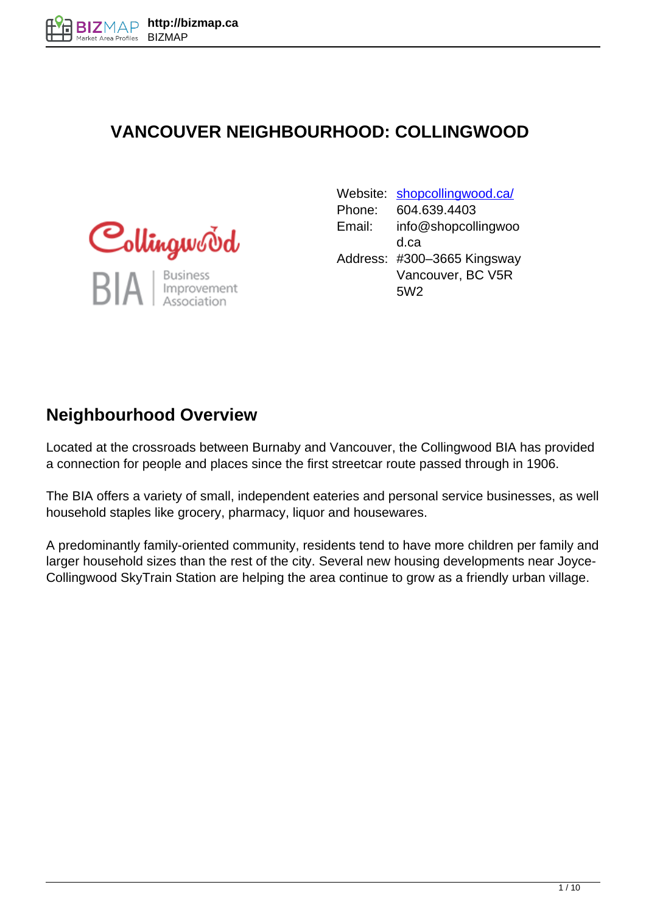# VANCOUVER NEIGHBOURHOOD: COLLINGWOOD

Collingwood BIA | Business Improvement Association

| | |
|---|---|
| Website: | [shopcollingwood.ca/](shopcollingwood.ca/) |
| Phone: | 604.639.4403 |
| Email: | info@shopcollingwood.ca |
| Address: | #300–3665 Kingsway Vancouver, BC V5R 5W2 |

## Neighbourhood Overview

Located at the crossroads between Burnaby and Vancouver, the Collingwood BIA has provided a connection for people and places since the first streetcar route passed through in 1906.

The BIA offers a variety of small, independent eateries and personal service businesses, as well household staples like grocery, pharmacy, liquor and housewares.

A predominantly family-oriented community, residents tend to have more children per family and larger household sizes than the rest of the city. Several new housing developments near Joyce-Collingwood SkyTrain Station are helping the area continue to grow as a friendly urban village.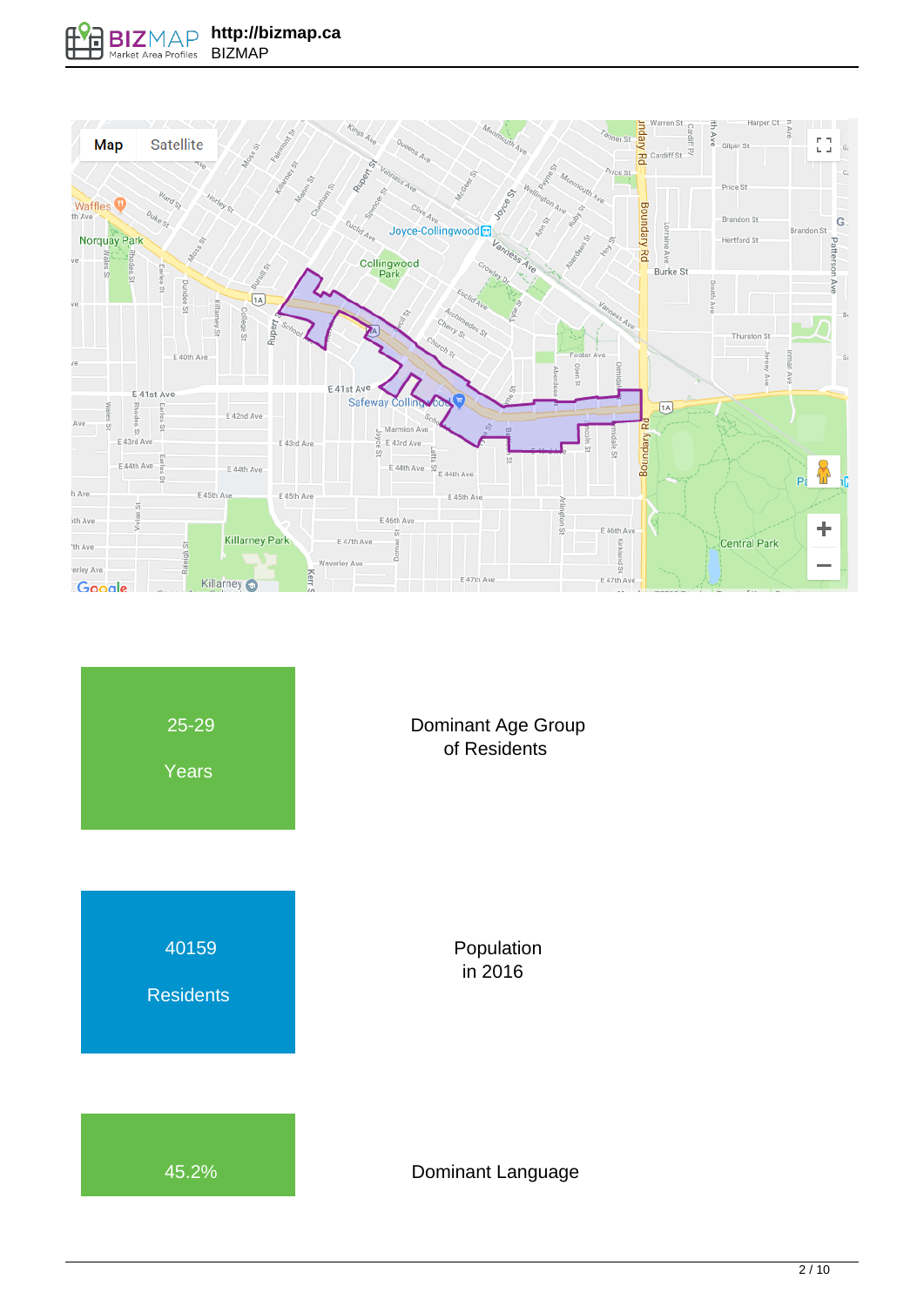25-29

Years

Dominant Age Group of Residents

40159

Residents

Population in 2016

45.2%

Dominant Language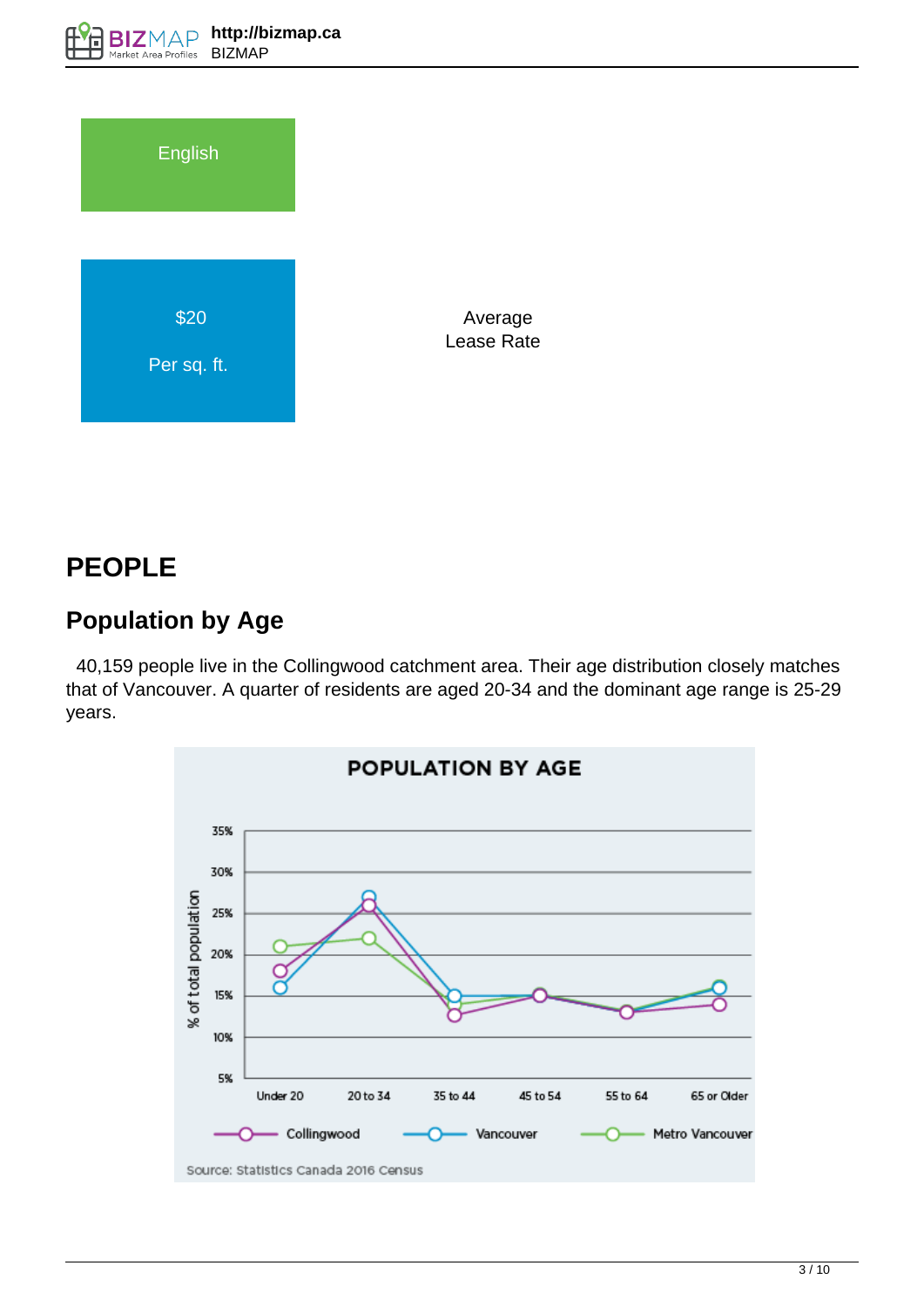English

$20

Per sq. ft.

Average
Lease Rate

# PEOPLE

## Population by Age

40,159 people live in the Collingwood catchment area. Their age distribution closely matches that of Vancouver. A quarter of residents are aged 20-34 and the dominant age range is 25-29 years.

POPULATION BY AGE

% of total population

35%
30%
25%
20%
15%
10%
5%

Under 20 | 20 to 34 | 35 to 44 | 45 to 54 | 55 to 64 | 65 or Older

Collingwood | Vancouver | Metro Vancouver

Source: Statistics Canada 2016 Census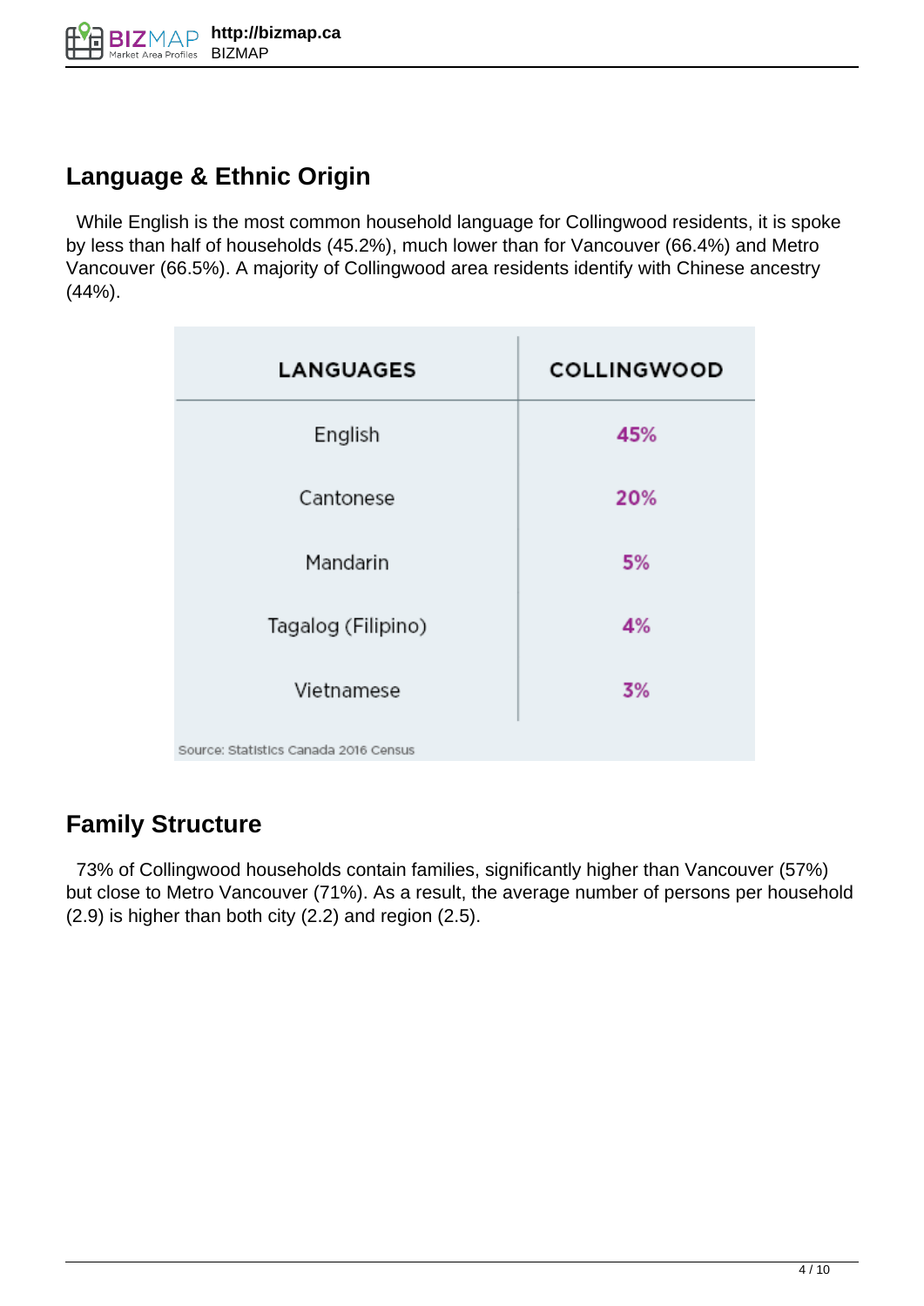## Language & Ethnic Origin

While English is the most common household language for Collingwood residents, it is spoke by less than half of households (45.2%), much lower than for Vancouver (66.4%) and Metro Vancouver (66.5%). A majority of Collingwood area residents identify with Chinese ancestry (44%).

| LANGUAGES | COLLINGWOOD |
|---|---|
| English | 45% |
| Cantonese | 20% |
| Mandarin | 5% |
| Tagalog (Filipino) | 4% |
| Vietnamese | 3% |

Source: Statistics Canada 2016 Census

## Family Structure

73% of Collingwood households contain families, significantly higher than Vancouver (57%) but close to Metro Vancouver (71%). As a result, the average number of persons per household (2.9) is higher than both city (2.2) and region (2.5).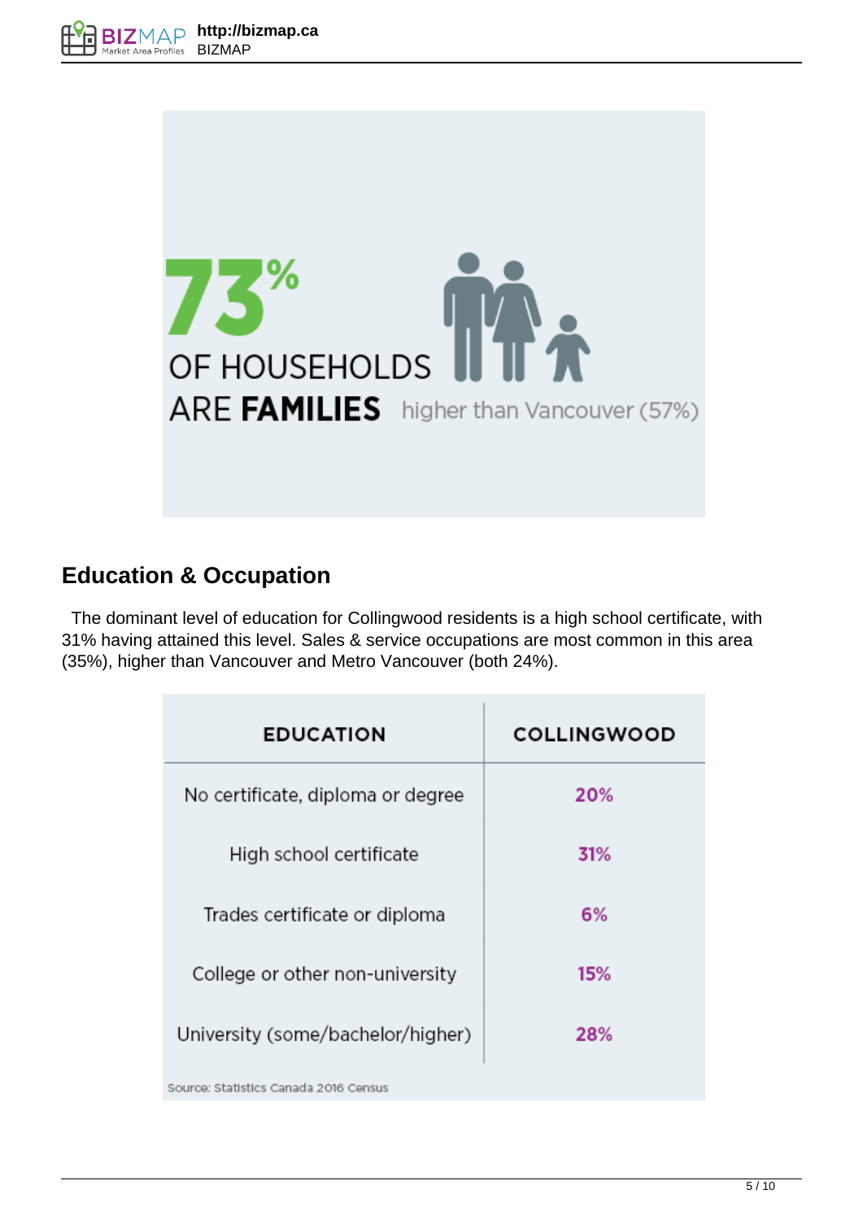73%

OF HOUSEHOLDS ARE **FAMILIES** higher than Vancouver (57%)

## Education & Occupation

The dominant level of education for Collingwood residents is a high school certificate, with 31% having attained this level. Sales & service occupations are most common in this area (35%), higher than Vancouver and Metro Vancouver (both 24%).

| EDUCATION | COLLINGWOOD |
|---|---|
| No certificate, diploma or degree | 20% |
| High school certificate | 31% |
| Trades certificate or diploma | 6% |
| College or other non-university | 15% |
| University (some/bachelor/higher) | 28% |

Source: Statistics Canada 2016 Census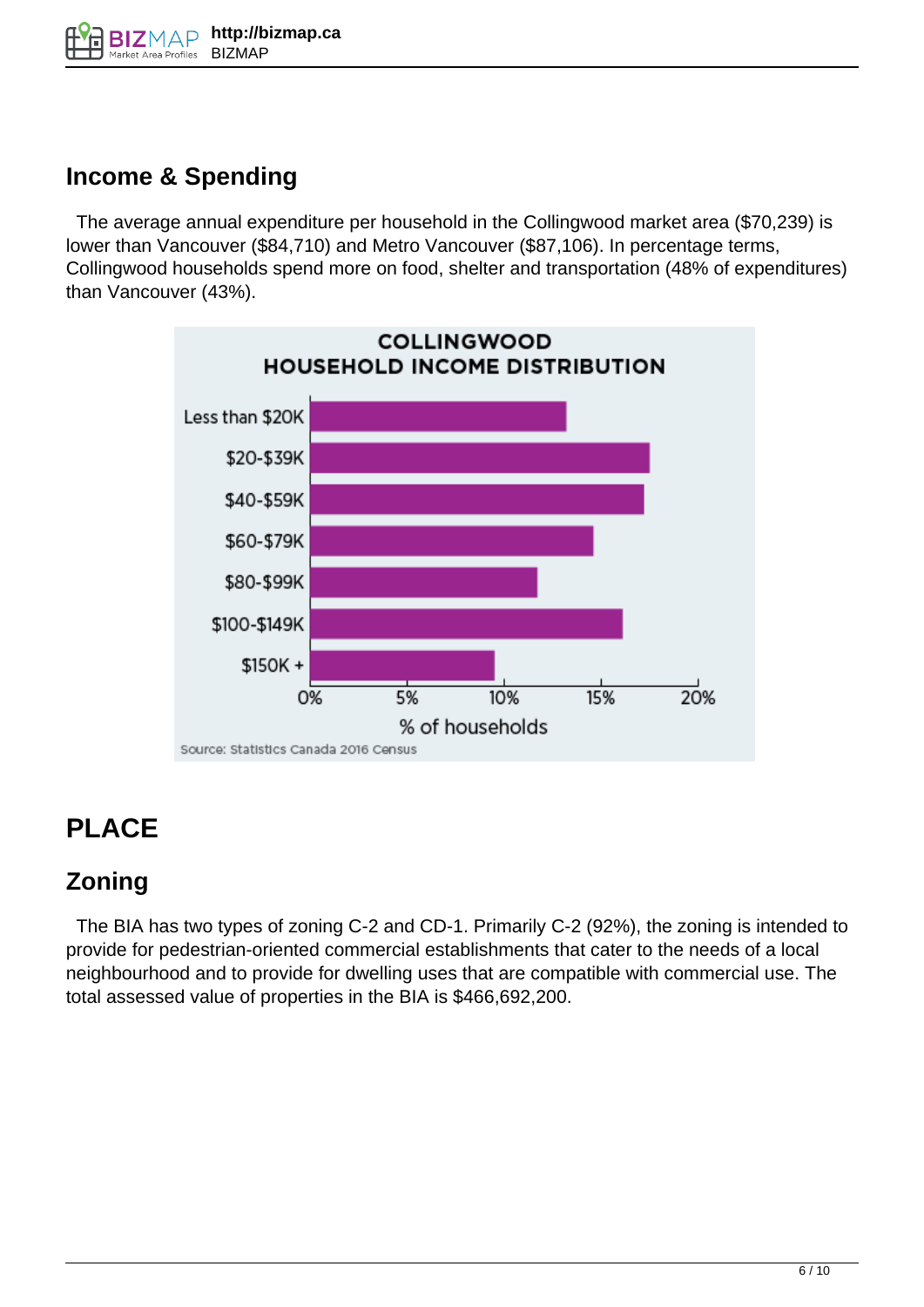## Income & Spending

The average annual expenditure per household in the Collingwood market area ($70,239) is lower than Vancouver ($84,710) and Metro Vancouver ($87,106). In percentage terms, Collingwood households spend more on food, shelter and transportation (48% of expenditures) than Vancouver (43%).

**COLLINGWOOD HOUSEHOLD INCOME DISTRIBUTION**

Source: Statistics Canada 2016 Census

# PLACE

## Zoning

The BIA has two types of zoning C-2 and CD-1. Primarily C-2 (92%), the zoning is intended to provide for pedestrian-oriented commercial establishments that cater to the needs of a local neighbourhood and to provide for dwelling uses that are compatible with commercial use. The total assessed value of properties in the BIA is $466,692,200.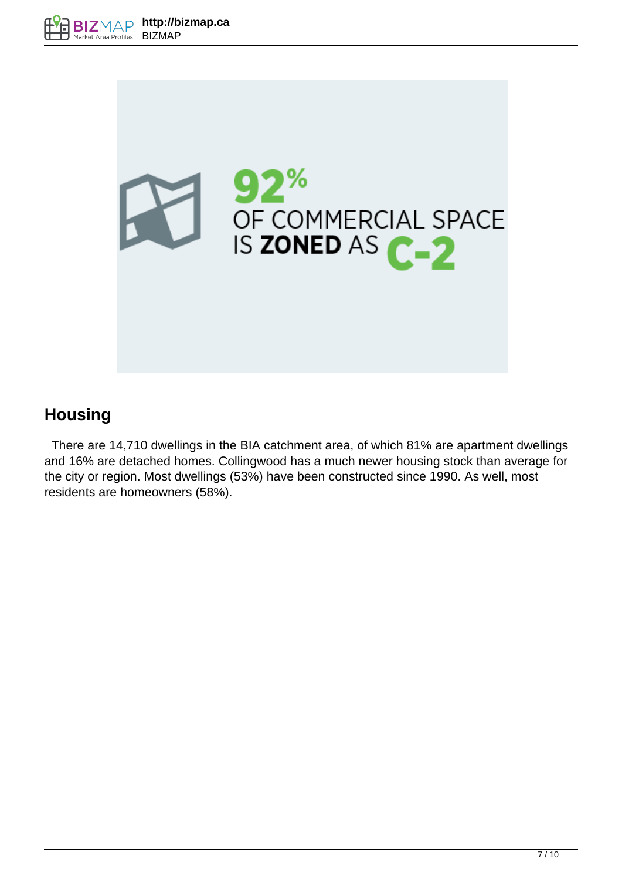92%
OF COMMERCIAL SPACE
IS **ZONED** AS C-2

## Housing

There are 14,710 dwellings in the BIA catchment area, of which 81% are apartment dwellings and 16% are detached homes. Collingwood has a much newer housing stock than average for the city or region. Most dwellings (53%) have been constructed since 1990. As well, most residents are homeowners (58%).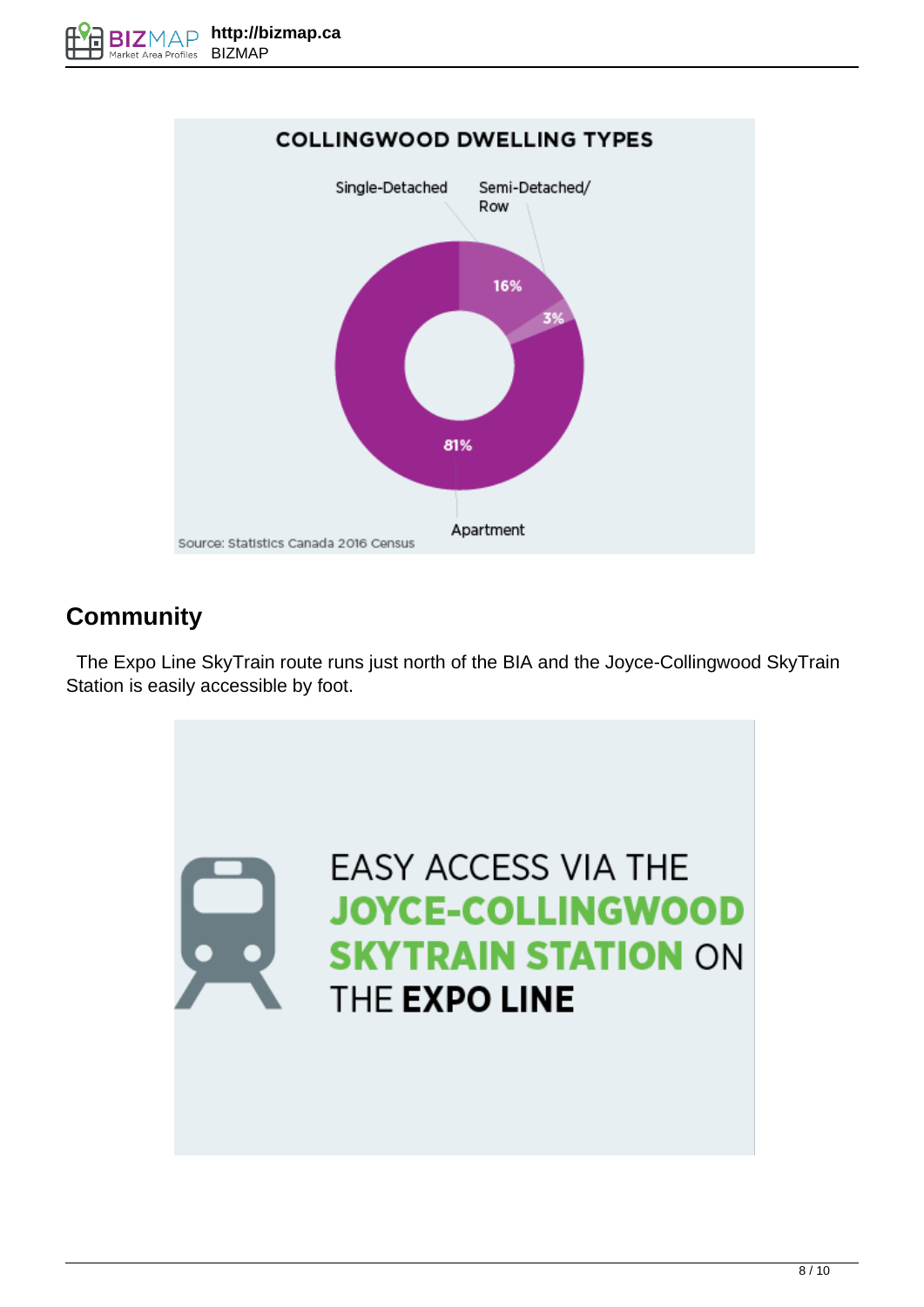COLLINGWOOD DWELLING TYPES

Single-Detached 16%

Semi-Detached/Row 3%

Apartment 81%

Source: Statistics Canada 2016 Census

## Community

The Expo Line SkyTrain route runs just north of the BIA and the Joyce-Collingwood SkyTrain Station is easily accessible by foot.

EASY ACCESS VIA THE **JOYCE-COLLINGWOOD SKYTRAIN STATION** ON THE **EXPO LINE**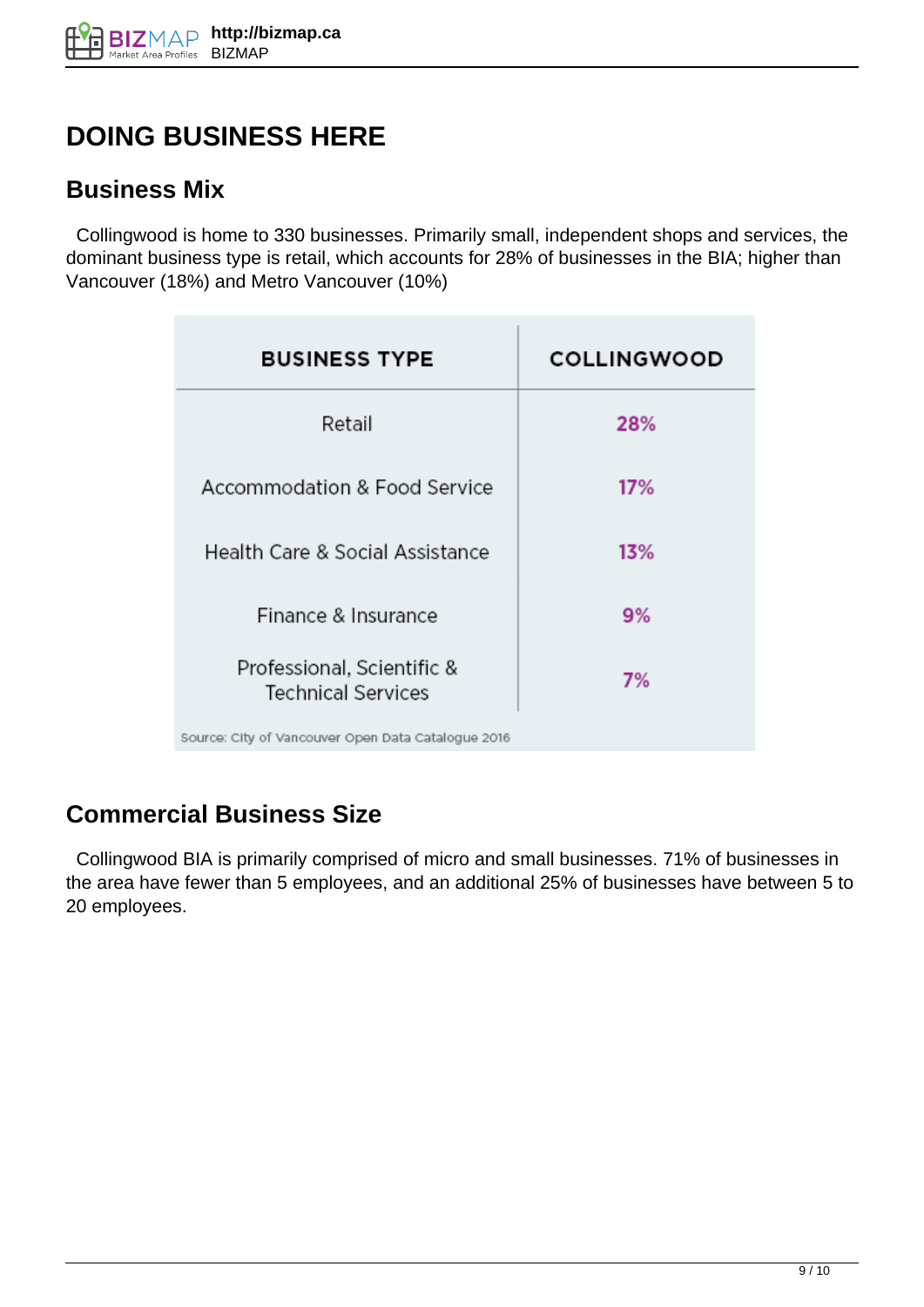# DOING BUSINESS HERE

## Business Mix

Collingwood is home to 330 businesses. Primarily small, independent shops and services, the dominant business type is retail, which accounts for 28% of businesses in the BIA; higher than Vancouver (18%) and Metro Vancouver (10%)

| BUSINESS TYPE | COLLINGWOOD |
|---|---|
| Retail | 28% |
| Accommodation & Food Service | 17% |
| Health Care & Social Assistance | 13% |
| Finance & Insurance | 9% |
| Professional, Scientific & Technical Services | 7% |

Source: City of Vancouver Open Data Catalogue 2016

## Commercial Business Size

Collingwood BIA is primarily comprised of micro and small businesses. 71% of businesses in the area have fewer than 5 employees, and an additional 25% of businesses have between 5 to 20 employees.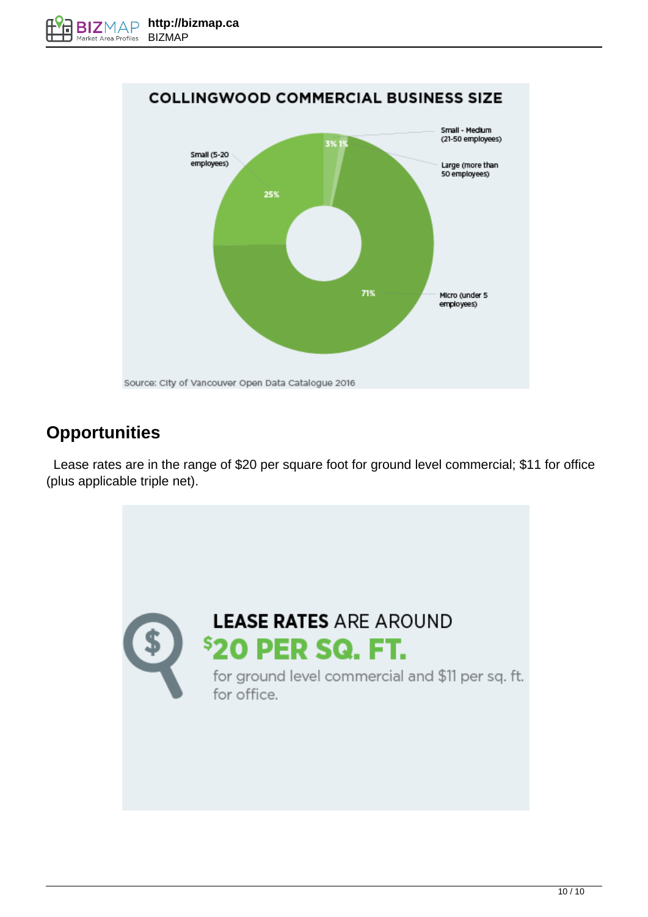COLLINGWOOD COMMERCIAL BUSINESS SIZE

Small - Medium (21-50 employees)

Large (more than 50 employees)

Small (5-20 employees)

3% 1%

25%

71%

Micro (under 5 employees)

Source: City of Vancouver Open Data Catalogue 2016

## Opportunities

Lease rates are in the range of $20 per square foot for ground level commercial; $11 for office (plus applicable triple net).

**LEASE RATES** ARE AROUND

**$20 PER SQ. FT.**

for ground level commercial and $11 per sq. ft. for office.